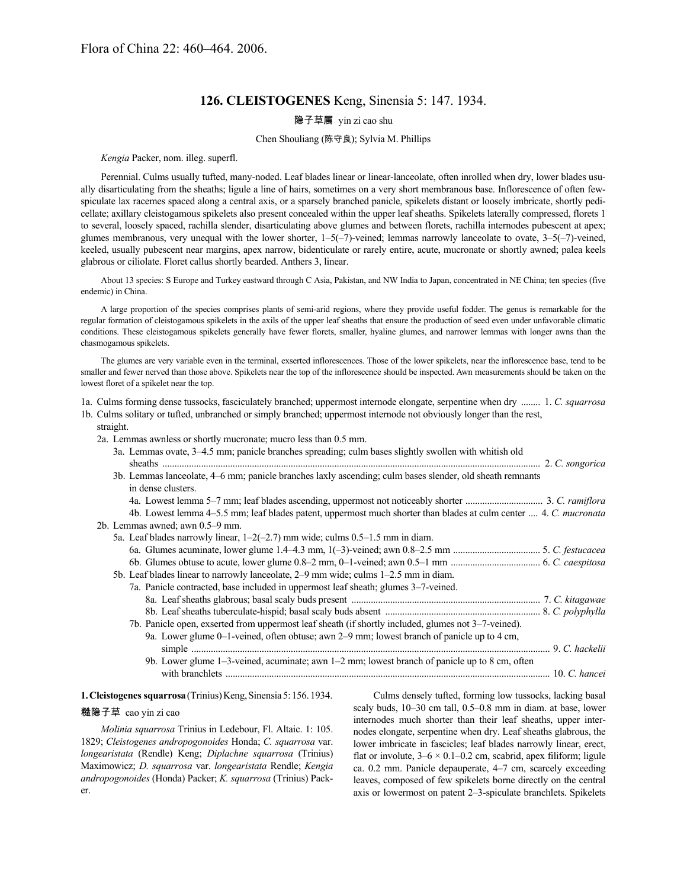Flora of China 22: 460–464. 2006.

## 126. CLEISTOGENES Keng, Sinensia 5: 147. 1934.

隐子草属 yin zi cao shu

Chen Shouliang (陈守良); Sylvia M. Phillips

*Kengia* Packer, nom. illeg. superfl.

Perennial. Culms usually tufted, many-noded. Leaf blades linear or linear-lanceolate, often inrolled when dry, lower blades usually disarticulating from the sheaths; ligule a line of hairs, sometimes on a very short membranous base. Inflorescence of often few-spiculate lax racemes spaced along a central axis, or a sparsely branched panicle, spikelets distant or loosely imbricate, shortly pedicellate; axillary cleistogamous spikelets also present concealed within the upper leaf sheaths. Spikelets laterally compressed, florets 1 to several, loosely spaced, rachilla slender, disarticulating above glumes and between florets, rachilla internodes pubescent at apex; glumes membranous, very unequal with the lower shorter, 1–5(–7)-veined; lemmas narrowly lanceolate to ovate, 3–5(–7)-veined, keeled, usually pubescent near margins, apex narrow, bidenticulate or rarely entire, acute, mucronate or shortly awned; palea keels glabrous or ciliolate. Floret callus shortly bearded. Anthers 3, linear.

About 13 species: S Europe and Turkey eastward through C Asia, Pakistan, and NW India to Japan, concentrated in NE China; ten species (five endemic) in China.

A large proportion of the species comprises plants of semi-arid regions, where they provide useful fodder. The genus is remarkable for the regular formation of cleistogamous spikelets in the axils of the upper leaf sheaths that ensure the production of seed even under unfavorable climatic conditions. These cleistogamous spikelets generally have fewer florets, smaller, hyaline glumes, and narrower lemmas with longer awns than the chasmogamous spikelets.

The glumes are very variable even in the terminal, exserted inflorescences. Those of the lower spikelets, near the inflorescence base, tend to be smaller and fewer nerved than those above. Spikelets near the top of the inflorescence should be inspected. Awn measurements should be taken on the lowest floret of a spikelet near the top.

1a. Culms forming dense tussocks, fasciculately branched; uppermost internode elongate, serpentine when dry ........ 1. *C. squarrosa*
1b. Culms solitary or tufted, unbranched or simply branched; uppermost internode not obviously longer than the rest, straight.
  2a. Lemmas awnless or shortly mucronate; mucro less than 0.5 mm.
    3a. Lemmas ovate, 3–4.5 mm; panicle branches spreading; culm bases slightly swollen with whitish old sheaths ........ 2. *C. songorica*
    3b. Lemmas lanceolate, 4–6 mm; panicle branches laxly ascending; culm bases slender, old sheath remnants in dense clusters.
      4a. Lowest lemma 5–7 mm; leaf blades ascending, uppermost not noticeably shorter ........ 3. *C. ramiflora*
      4b. Lowest lemma 4–5.5 mm; leaf blades patent, uppermost much shorter than blades at culm center .... 4. *C. mucronata*
  2b. Lemmas awned; awn 0.5–9 mm.
    5a. Leaf blades narrowly linear, 1–2(–2.7) mm wide; culms 0.5–1.5 mm in diam.
      6a. Glumes acuminate, lower glume 1.4–4.3 mm, 1(–3)-veined; awn 0.8–2.5 mm ........ 5. *C. festucacea*
      6b. Glumes obtuse to acute, lower glume 0.8–2 mm, 0–1-veined; awn 0.5–1 mm ........ 6. *C. caespitosa*
    5b. Leaf blades linear to narrowly lanceolate, 2–9 mm wide; culms 1–2.5 mm in diam.
      7a. Panicle contracted, base included in uppermost leaf sheath; glumes 3–7-veined.
        8a. Leaf sheaths glabrous; basal scaly buds present ........ 7. *C. kitagawae*
        8b. Leaf sheaths tuberculate-hispid; basal scaly buds absent ........ 8. *C. polyphylla*
      7b. Panicle open, exserted from uppermost leaf sheath (if shortly included, glumes not 3–7-veined).
        9a. Lower glume 0–1-veined, often obtuse; awn 2–9 mm; lowest branch of panicle up to 4 cm, simple ........ 9. *C. hackelii*
        9b. Lower glume 1–3-veined, acuminate; awn 1–2 mm; lowest branch of panicle up to 8 cm, often with branchlets ........ 10. *C. hancei*

**1. Cleistogenes squarrosa** (Trinius) Keng, Sinensia 5: 156. 1934.

糙隐子草 cao yin zi cao

*Molinia squarrosa* Trinius in Ledebour, Fl. Altaic. 1: 105. 1829; *Cleistogenes andropogonoides* Honda; *C. squarrosa* var. *longearistata* (Rendle) Keng; *Diplachne squarrosa* (Trinius) Maximowicz; *D. squarrosa* var. *longearistata* Rendle; *Kengia andropogonoides* (Honda) Packer; *K. squarrosa* (Trinius) Packer.

Culms densely tufted, forming low tussocks, lacking basal scaly buds, 10–30 cm tall, 0.5–0.8 mm in diam. at base, lower internodes much shorter than their leaf sheaths, upper internodes elongate, serpentine when dry. Leaf sheaths glabrous, the lower imbricate in fascicles; leaf blades narrowly linear, erect, flat or involute, 3–6 × 0.1–0.2 cm, scabrid, apex filiform; ligule ca. 0.2 mm. Panicle depauperate, 4–7 cm, scarcely exceeding leaves, composed of few spikelets borne directly on the central axis or lowermost on patent 2–3-spiculate branchlets. Spikelets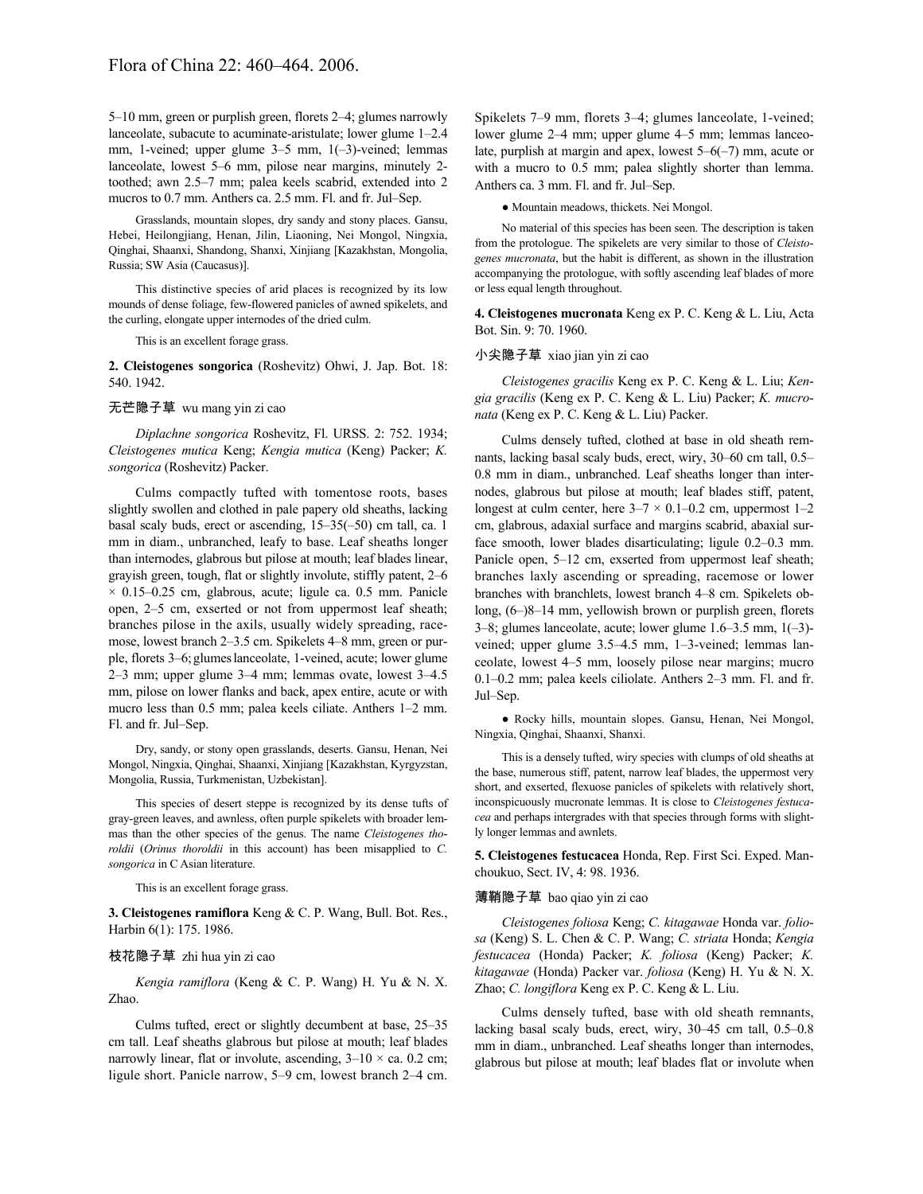5–10 mm, green or purplish green, florets 2–4; glumes narrowly lanceolate, subacute to acuminate-aristulate; lower glume 1–2.4 mm, 1-veined; upper glume 3–5 mm, 1(–3)-veined; lemmas lanceolate, lowest 5–6 mm, pilose near margins, minutely 2-toothed; awn 2.5–7 mm; palea keels scabrid, extended into 2 mucros to 0.7 mm. Anthers ca. 2.5 mm. Fl. and fr. Jul–Sep.

Grasslands, mountain slopes, dry sandy and stony places. Gansu, Hebei, Heilongjiang, Henan, Jilin, Liaoning, Nei Mongol, Ningxia, Qinghai, Shaanxi, Shandong, Shanxi, Xinjiang [Kazakhstan, Mongolia, Russia; SW Asia (Caucasus)].

This distinctive species of arid places is recognized by its low mounds of dense foliage, few-flowered panicles of awned spikelets, and the curling, elongate upper internodes of the dried culm.

This is an excellent forage grass.

**2. Cleistogenes songorica** (Roshevitz) Ohwi, J. Jap. Bot. 18: 540. 1942.

无芒隐子草 wu mang yin zi cao

*Diplachne songorica* Roshevitz, Fl. URSS. 2: 752. 1934; *Cleistogenes mutica* Keng; *Kengia mutica* (Keng) Packer; *K. songorica* (Roshevitz) Packer.

Culms compactly tufted with tomentose roots, bases slightly swollen and clothed in pale papery old sheaths, lacking basal scaly buds, erect or ascending, 15–35(–50) cm tall, ca. 1 mm in diam., unbranched, leafy to base. Leaf sheaths longer than internodes, glabrous but pilose at mouth; leaf blades linear, grayish green, tough, flat or slightly involute, stiffly patent, 2–6 × 0.15–0.25 cm, glabrous, acute; ligule ca. 0.5 mm. Panicle open, 2–5 cm, exserted or not from uppermost leaf sheath; branches pilose in the axils, usually widely spreading, racemose, lowest branch 2–3.5 cm. Spikelets 4–8 mm, green or purple, florets 3–6; glumes lanceolate, 1-veined, acute; lower glume 2–3 mm; upper glume 3–4 mm; lemmas ovate, lowest 3–4.5 mm, pilose on lower flanks and back, apex entire, acute or with mucro less than 0.5 mm; palea keels ciliate. Anthers 1–2 mm. Fl. and fr. Jul–Sep.

Dry, sandy, or stony open grasslands, deserts. Gansu, Henan, Nei Mongol, Ningxia, Qinghai, Shaanxi, Xinjiang [Kazakhstan, Kyrgyzstan, Mongolia, Russia, Turkmenistan, Uzbekistan].

This species of desert steppe is recognized by its dense tufts of gray-green leaves, and awnless, often purple spikelets with broader lemmas than the other species of the genus. The name *Cleistogenes thoroldii* (*Orinus thoroldii* in this account) has been misapplied to *C. songorica* in C Asian literature.

This is an excellent forage grass.

**3. Cleistogenes ramiflora** Keng & C. P. Wang, Bull. Bot. Res., Harbin 6(1): 175. 1986.

枝花隐子草 zhi hua yin zi cao

*Kengia ramiflora* (Keng & C. P. Wang) H. Yu & N. X. Zhao.

Culms tufted, erect or slightly decumbent at base, 25–35 cm tall. Leaf sheaths glabrous but pilose at mouth; leaf blades narrowly linear, flat or involute, ascending, 3–10 × ca. 0.2 cm; ligule short. Panicle narrow, 5–9 cm, lowest branch 2–4 cm. Spikelets 7–9 mm, florets 3–4; glumes lanceolate, 1-veined; lower glume 2–4 mm; upper glume 4–5 mm; lemmas lanceolate, purplish at margin and apex, lowest 5–6(–7) mm, acute or with a mucro to 0.5 mm; palea slightly shorter than lemma. Anthers ca. 3 mm. Fl. and fr. Jul–Sep.

● Mountain meadows, thickets. Nei Mongol.

No material of this species has been seen. The description is taken from the protologue. The spikelets are very similar to those of *Cleistogenes mucronata*, but the habit is different, as shown in the illustration accompanying the protologue, with softly ascending leaf blades of more or less equal length throughout.

**4. Cleistogenes mucronata** Keng ex P. C. Keng & L. Liu, Acta Bot. Sin. 9: 70. 1960.

小尖隐子草 xiao jian yin zi cao

*Cleistogenes gracilis* Keng ex P. C. Keng & L. Liu; *Kengia gracilis* (Keng ex P. C. Keng & L. Liu) Packer; *K. mucronata* (Keng ex P. C. Keng & L. Liu) Packer.

Culms densely tufted, clothed at base in old sheath remnants, lacking basal scaly buds, erect, wiry, 30–60 cm tall, 0.5–0.8 mm in diam., unbranched. Leaf sheaths longer than internodes, glabrous but pilose at mouth; leaf blades stiff, patent, longest at culm center, here 3–7 × 0.1–0.2 cm, uppermost 1–2 cm, glabrous, adaxial surface and margins scabrid, abaxial surface smooth, lower blades disarticulating; ligule 0.2–0.3 mm. Panicle open, 5–12 cm, exserted from uppermost leaf sheath; branches laxly ascending or spreading, racemose or lower branches with branchlets, lowest branch 4–8 cm. Spikelets oblong, (6–)8–14 mm, yellowish brown or purplish green, florets 3–8; glumes lanceolate, acute; lower glume 1.6–3.5 mm, 1(–3)-veined; upper glume 3.5–4.5 mm, 1–3-veined; lemmas lanceolate, lowest 4–5 mm, loosely pilose near margins; mucro 0.1–0.2 mm; palea keels ciliolate. Anthers 2–3 mm. Fl. and fr. Jul–Sep.

● Rocky hills, mountain slopes. Gansu, Henan, Nei Mongol, Ningxia, Qinghai, Shaanxi, Shanxi.

This is a densely tufted, wiry species with clumps of old sheaths at the base, numerous stiff, patent, narrow leaf blades, the uppermost very short, and exserted, flexuose panicles of spikelets with relatively short, inconspicuously mucronate lemmas. It is close to *Cleistogenes festucacea* and perhaps intergrades with that species through forms with slightly longer lemmas and awnlets.

**5. Cleistogenes festucacea** Honda, Rep. First Sci. Exped. Manchoukuo, Sect. IV, 4: 98. 1936.

薄鞘隐子草 bao qiao yin zi cao

*Cleistogenes foliosa* Keng; *C. kitagawae* Honda var. *foliosa* (Keng) S. L. Chen & C. P. Wang; *C. striata* Honda; *Kengia festucacea* (Honda) Packer; *K. foliosa* (Keng) Packer; *K. kitagawae* (Honda) Packer var. *foliosa* (Keng) H. Yu & N. X. Zhao; *C. longiflora* Keng ex P. C. Keng & L. Liu.

Culms densely tufted, base with old sheath remnants, lacking basal scaly buds, erect, wiry, 30–45 cm tall, 0.5–0.8 mm in diam., unbranched. Leaf sheaths longer than internodes, glabrous but pilose at mouth; leaf blades flat or involute when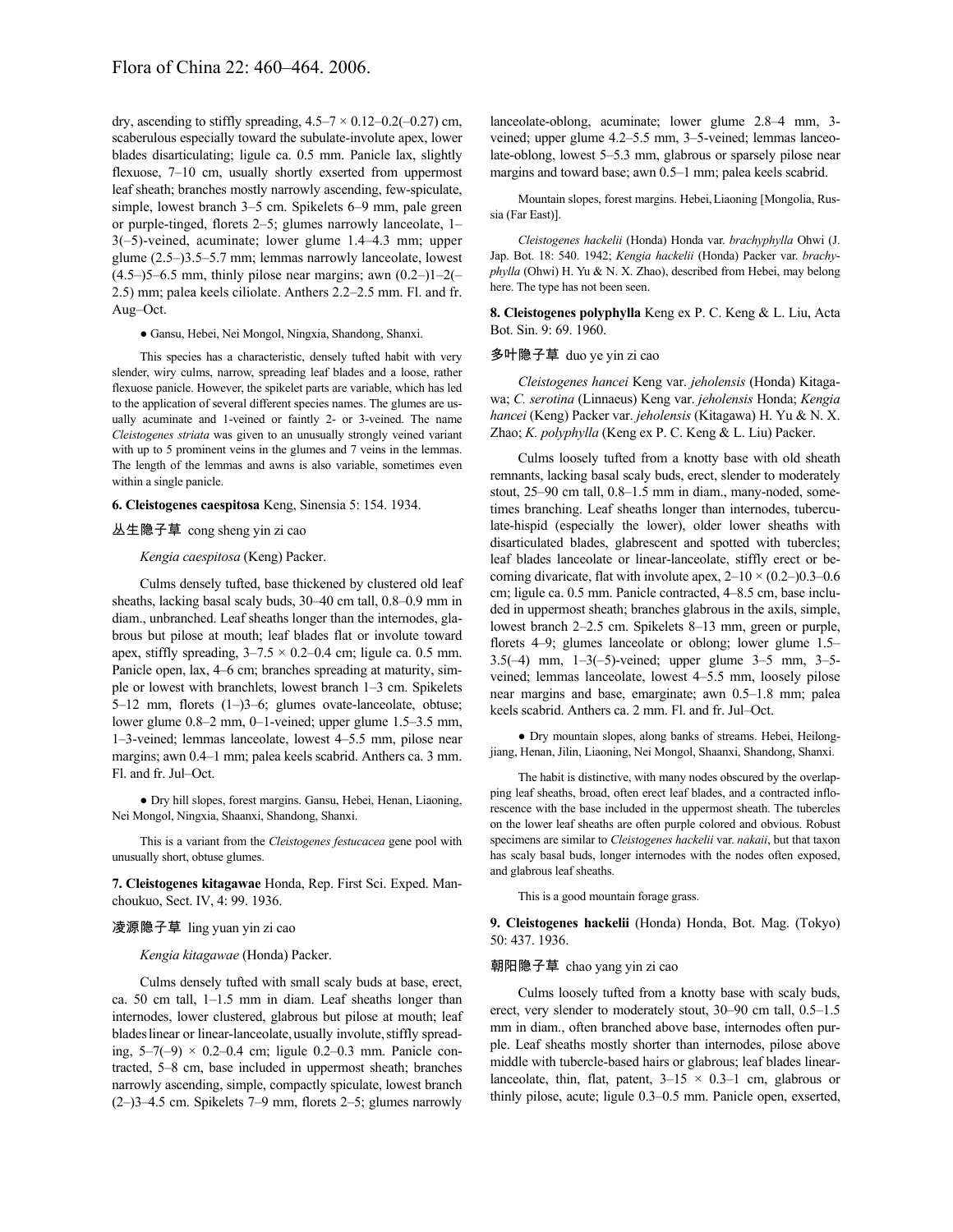dry, ascending to stiffly spreading, 4.5–7 × 0.12–0.2(–0.27) cm, scaberulous especially toward the subulate-involute apex, lower blades disarticulating; ligule ca. 0.5 mm. Panicle lax, slightly flexuose, 7–10 cm, usually shortly exserted from uppermost leaf sheath; branches mostly narrowly ascending, few-spiculate, simple, lowest branch 3–5 cm. Spikelets 6–9 mm, pale green or purple-tinged, florets 2–5; glumes narrowly lanceolate, 1–3(–5)-veined, acuminate; lower glume 1.4–4.3 mm; upper glume (2.5–)3.5–5.7 mm; lemmas narrowly lanceolate, lowest (4.5–)5–6.5 mm, thinly pilose near margins; awn (0.2–)1–2(–2.5) mm; palea keels ciliolate. Anthers 2.2–2.5 mm. Fl. and fr. Aug–Oct.

● Gansu, Hebei, Nei Mongol, Ningxia, Shandong, Shanxi.

This species has a characteristic, densely tufted habit with very slender, wiry culms, narrow, spreading leaf blades and a loose, rather flexuose panicle. However, the spikelet parts are variable, which has led to the application of several different species names. The glumes are usually acuminate and 1-veined or faintly 2- or 3-veined. The name *Cleistogenes striata* was given to an unusually strongly veined variant with up to 5 prominent veins in the glumes and 7 veins in the lemmas. The length of the lemmas and awns is also variable, sometimes even within a single panicle.

**6. Cleistogenes caespitosa** Keng, Sinensia 5: 154. 1934.

丛生隐子草 cong sheng yin zi cao

*Kengia caespitosa* (Keng) Packer.

Culms densely tufted, base thickened by clustered old leaf sheaths, lacking basal scaly buds, 30–40 cm tall, 0.8–0.9 mm in diam., unbranched. Leaf sheaths longer than the internodes, glabrous but pilose at mouth; leaf blades flat or involute toward apex, stiffly spreading, 3–7.5 × 0.2–0.4 cm; ligule ca. 0.5 mm. Panicle open, lax, 4–6 cm; branches spreading at maturity, simple or lowest with branchlets, lowest branch 1–3 cm. Spikelets 5–12 mm, florets (1–)3–6; glumes ovate-lanceolate, obtuse; lower glume 0.8–2 mm, 0–1-veined; upper glume 1.5–3.5 mm, 1–3-veined; lemmas lanceolate, lowest 4–5.5 mm, pilose near margins; awn 0.4–1 mm; palea keels scabrid. Anthers ca. 3 mm. Fl. and fr. Jul–Oct.

● Dry hill slopes, forest margins. Gansu, Hebei, Henan, Liaoning, Nei Mongol, Ningxia, Shaanxi, Shandong, Shanxi.

This is a variant from the *Cleistogenes festucacea* gene pool with unusually short, obtuse glumes.

**7. Cleistogenes kitagawae** Honda, Rep. First Sci. Exped. Manchoukuo, Sect. IV, 4: 99. 1936.

凌源隐子草 ling yuan yin zi cao

*Kengia kitagawae* (Honda) Packer.

Culms densely tufted with small scaly buds at base, erect, ca. 50 cm tall, 1–1.5 mm in diam. Leaf sheaths longer than internodes, lower clustered, glabrous but pilose at mouth; leaf blades linear or linear-lanceolate, usually involute, stiffly spreading, 5–7(–9) × 0.2–0.4 cm; ligule 0.2–0.3 mm. Panicle contracted, 5–8 cm, base included in uppermost sheath; branches narrowly ascending, simple, compactly spiculate, lowest branch (2–)3–4.5 cm. Spikelets 7–9 mm, florets 2–5; glumes narrowly lanceolate-oblong, acuminate; lower glume 2.8–4 mm, 3-veined; upper glume 4.2–5.5 mm, 3–5-veined; lemmas lanceolate-oblong, lowest 5–5.3 mm, glabrous or sparsely pilose near margins and toward base; awn 0.5–1 mm; palea keels scabrid.

Mountain slopes, forest margins. Hebei, Liaoning [Mongolia, Russia (Far East)].

*Cleistogenes hackelii* (Honda) Honda var. *brachyphylla* Ohwi (J. Jap. Bot. 18: 540. 1942; *Kengia hackelii* (Honda) Packer var. *brachyphylla* (Ohwi) H. Yu & N. X. Zhao), described from Hebei, may belong here. The type has not been seen.

**8. Cleistogenes polyphylla** Keng ex P. C. Keng & L. Liu, Acta Bot. Sin. 9: 69. 1960.

多叶隐子草 duo ye yin zi cao

*Cleistogenes hancei* Keng var. *jeholensis* (Honda) Kitagawa; *C. serotina* (Linnaeus) Keng var. *jeholensis* Honda; *Kengia hancei* (Keng) Packer var. *jeholensis* (Kitagawa) H. Yu & N. X. Zhao; *K. polyphylla* (Keng ex P. C. Keng & L. Liu) Packer.

Culms loosely tufted from a knotty base with old sheath remnants, lacking basal scaly buds, erect, slender to moderately stout, 25–90 cm tall, 0.8–1.5 mm in diam., many-noded, sometimes branching. Leaf sheaths longer than internodes, tuberculate-hispid (especially the lower), older lower sheaths with disarticulated blades, glabrescent and spotted with tubercles; leaf blades lanceolate or linear-lanceolate, stiffly erect or becoming divaricate, flat with involute apex, 2–10 × (0.2–)0.3–0.6 cm; ligule ca. 0.5 mm. Panicle contracted, 4–8.5 cm, base included in uppermost sheath; branches glabrous in the axils, simple, lowest branch 2–2.5 cm. Spikelets 8–13 mm, green or purple, florets 4–9; glumes lanceolate or oblong; lower glume 1.5–3.5(–4) mm, 1–3(–5)-veined; upper glume 3–5 mm, 3–5-veined; lemmas lanceolate, lowest 4–5.5 mm, loosely pilose near margins and base, emarginate; awn 0.5–1.8 mm; palea keels scabrid. Anthers ca. 2 mm. Fl. and fr. Jul–Oct.

● Dry mountain slopes, along banks of streams. Hebei, Heilongjiang, Henan, Jilin, Liaoning, Nei Mongol, Shaanxi, Shandong, Shanxi.

The habit is distinctive, with many nodes obscured by the overlapping leaf sheaths, broad, often erect leaf blades, and a contracted inflorescence with the base included in the uppermost sheath. The tubercles on the lower leaf sheaths are often purple colored and obvious. Robust specimens are similar to *Cleistogenes hackelii* var. *nakaii*, but that taxon has scaly basal buds, longer internodes with the nodes often exposed, and glabrous leaf sheaths.

This is a good mountain forage grass.

**9. Cleistogenes hackelii** (Honda) Honda, Bot. Mag. (Tokyo) 50: 437. 1936.

朝阳隐子草 chao yang yin zi cao

Culms loosely tufted from a knotty base with scaly buds, erect, very slender to moderately stout, 30–90 cm tall, 0.5–1.5 mm in diam., often branched above base, internodes often purple. Leaf sheaths mostly shorter than internodes, pilose above middle with tubercle-based hairs or glabrous; leaf blades linear-lanceolate, thin, flat, patent, 3–15 × 0.3–1 cm, glabrous or thinly pilose, acute; ligule 0.3–0.5 mm. Panicle open, exserted,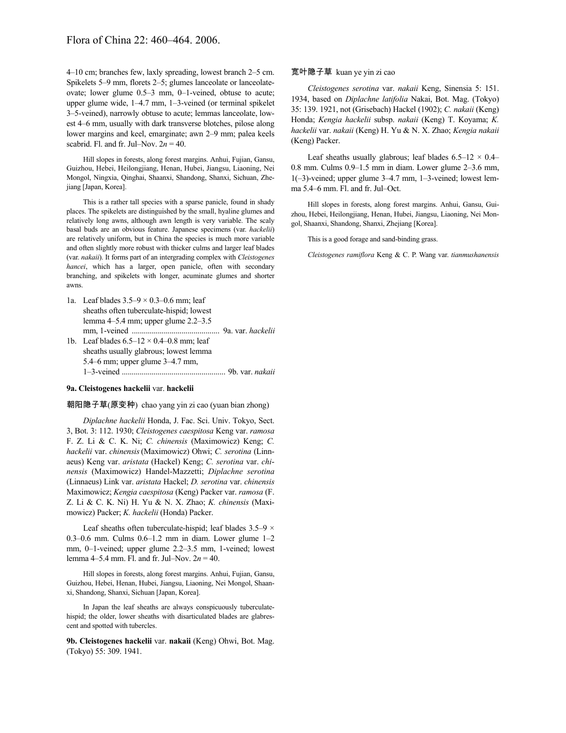4–10 cm; branches few, laxly spreading, lowest branch 2–5 cm. Spikelets 5–9 mm, florets 2–5; glumes lanceolate or lanceolate-ovate; lower glume 0.5–3 mm, 0–1-veined, obtuse to acute; upper glume wide, 1–4.7 mm, 1–3-veined (or terminal spikelet 3–5-veined), narrowly obtuse to acute; lemmas lanceolate, lowest 4–6 mm, usually with dark transverse blotches, pilose along lower margins and keel, emarginate; awn 2–9 mm; palea keels scabrid. Fl. and fr. Jul–Nov. $2n = 40$.

Hill slopes in forests, along forest margins. Anhui, Fujian, Gansu, Guizhou, Hebei, Heilongjiang, Henan, Hubei, Jiangsu, Liaoning, Nei Mongol, Ningxia, Qinghai, Shaanxi, Shandong, Shanxi, Sichuan, Zhejiang [Japan, Korea].

This is a rather tall species with a sparse panicle, found in shady places. The spikelets are distinguished by the small, hyaline glumes and relatively long awns, although awn length is very variable. The scaly basal buds are an obvious feature. Japanese specimens (var. *hackelii*) are relatively uniform, but in China the species is much more variable and often slightly more robust with thicker culms and larger leaf blades (var. *nakaii*). It forms part of an intergrading complex with *Cleistogenes hancei*, which has a larger, open panicle, often with secondary branching, and spikelets with longer, acuminate glumes and shorter awns.

1a. Leaf blades 3.5–9 × 0.3–0.6 mm; leaf sheaths often tuberculate-hispid; lowest lemma 4–5.4 mm; upper glume 2.2–3.5 mm, 1-veined ............................................ 9a. var. *hackelii*

1b. Leaf blades 6.5–12 × 0.4–0.8 mm; leaf sheaths usually glabrous; lowest lemma 5.4–6 mm; upper glume 3–4.7 mm, 1–3-veined .................................................... 9b. var. *nakaii*

**9a. Cleistogenes hackelii** var. **hackelii**

朝阳隐子草(原变种) chao yang yin zi cao (yuan bian zhong)

*Diplachne hackelii* Honda, J. Fac. Sci. Univ. Tokyo, Sect. 3, Bot. 3: 112. 1930; *Cleistogenes caespitosa* Keng var. *ramosa* F. Z. Li & C. K. Ni; *C. chinensis* (Maximowicz) Keng; *C. hackelii* var. *chinensis* (Maximowicz) Ohwi; *C. serotina* (Linnaeus) Keng var. *aristata* (Hackel) Keng; *C. serotina* var. *chinensis* (Maximowicz) Handel-Mazzetti; *Diplachne serotina* (Linnaeus) Link var. *aristata* Hackel; *D. serotina* var. *chinensis* Maximowicz; *Kengia caespitosa* (Keng) Packer var. *ramosa* (F. Z. Li & C. K. Ni) H. Yu & N. X. Zhao; *K. chinensis* (Maximowicz) Packer; *K. hackelii* (Honda) Packer.

Leaf sheaths often tuberculate-hispid; leaf blades 3.5–9 × 0.3–0.6 mm. Culms 0.6–1.2 mm in diam. Lower glume 1–2 mm, 0–1-veined; upper glume 2.2–3.5 mm, 1-veined; lowest lemma 4–5.4 mm. Fl. and fr. Jul–Nov. $2n = 40$.

Hill slopes in forests, along forest margins. Anhui, Fujian, Gansu, Guizhou, Hebei, Henan, Hubei, Jiangsu, Liaoning, Nei Mongol, Shaanxi, Shandong, Shanxi, Sichuan [Japan, Korea].

In Japan the leaf sheaths are always conspicuously tuberculate-hispid; the older, lower sheaths with disarticulated blades are glabrescent and spotted with tubercles.

**9b. Cleistogenes hackelii** var. **nakaii** (Keng) Ohwi, Bot. Mag. (Tokyo) 55: 309. 1941.

宽叶隐子草 kuan ye yin zi cao

*Cleistogenes serotina* var. *nakaii* Keng, Sinensia 5: 151. 1934, based on *Diplachne latifolia* Nakai, Bot. Mag. (Tokyo) 35: 139. 1921, not (Grisebach) Hackel (1902); *C. nakaii* (Keng) Honda; *Kengia hackelii* subsp. *nakaii* (Keng) T. Koyama; *K. hackelii* var. *nakaii* (Keng) H. Yu & N. X. Zhao; *Kengia nakaii* (Keng) Packer.

Leaf sheaths usually glabrous; leaf blades 6.5–12 × 0.4–0.8 mm. Culms 0.9–1.5 mm in diam. Lower glume 2–3.6 mm, 1(–3)-veined; upper glume 3–4.7 mm, 1–3-veined; lowest lemma 5.4–6 mm. Fl. and fr. Jul–Oct.

Hill slopes in forests, along forest margins. Anhui, Gansu, Guizhou, Hebei, Heilongjiang, Henan, Hubei, Jiangsu, Liaoning, Nei Mongol, Shaanxi, Shandong, Shanxi, Zhejiang [Korea].

This is a good forage and sand-binding grass.

*Cleistogenes ramiflora* Keng & C. P. Wang var. *tianmushanensis*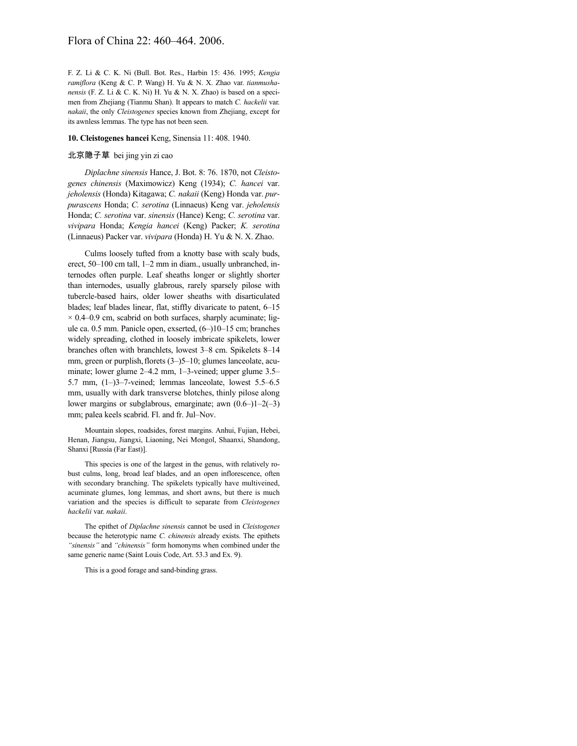F. Z. Li & C. K. Ni (Bull. Bot. Res., Harbin 15: 436. 1995; *Kengia ramiflora* (Keng & C. P. Wang) H. Yu & N. X. Zhao var. *tianmushanensis* (F. Z. Li & C. K. Ni) H. Yu & N. X. Zhao) is based on a specimen from Zhejiang (Tianmu Shan). It appears to match *C. hackelii* var. *nakaii*, the only *Cleistogenes* species known from Zhejiang, except for its awnless lemmas. The type has not been seen.

**10. Cleistogenes hancei** Keng, Sinensia 11: 408. 1940.

北京隐子草 bei jing yin zi cao

*Diplachne sinensis* Hance, J. Bot. 8: 76. 1870, not *Cleistogenes chinensis* (Maximowicz) Keng (1934); *C. hancei* var. *jeholensis* (Honda) Kitagawa; *C. nakaii* (Keng) Honda var. *purpurascens* Honda; *C. serotina* (Linnaeus) Keng var. *jeholensis* Honda; *C. serotina* var. *sinensis* (Hance) Keng; *C. serotina* var. *vivipara* Honda; *Kengia hancei* (Keng) Packer; *K. serotina* (Linnaeus) Packer var. *vivipara* (Honda) H. Yu & N. X. Zhao.

Culms loosely tufted from a knotty base with scaly buds, erect, 50–100 cm tall, 1–2 mm in diam., usually unbranched, internodes often purple. Leaf sheaths longer or slightly shorter than internodes, usually glabrous, rarely sparsely pilose with tubercle-based hairs, older lower sheaths with disarticulated blades; leaf blades linear, flat, stiffly divaricate to patent, 6–15 × 0.4–0.9 cm, scabrid on both surfaces, sharply acuminate; ligule ca. 0.5 mm. Panicle open, exserted, (6–)10–15 cm; branches widely spreading, clothed in loosely imbricate spikelets, lower branches often with branchlets, lowest 3–8 cm. Spikelets 8–14 mm, green or purplish, florets (3–)5–10; glumes lanceolate, acuminate; lower glume 2–4.2 mm, 1–3-veined; upper glume 3.5–5.7 mm, (1–)3–7-veined; lemmas lanceolate, lowest 5.5–6.5 mm, usually with dark transverse blotches, thinly pilose along lower margins or subglabrous, emarginate; awn (0.6–)1–2(–3) mm; palea keels scabrid. Fl. and fr. Jul–Nov.

Mountain slopes, roadsides, forest margins. Anhui, Fujian, Hebei, Henan, Jiangsu, Jiangxi, Liaoning, Nei Mongol, Shaanxi, Shandong, Shanxi [Russia (Far East)].

This species is one of the largest in the genus, with relatively robust culms, long, broad leaf blades, and an open inflorescence, often with secondary branching. The spikelets typically have multiveined, acuminate glumes, long lemmas, and short awns, but there is much variation and the species is difficult to separate from *Cleistogenes hackelii* var. *nakaii*.

The epithet of *Diplachne sinensis* cannot be used in *Cleistogenes* because the heterotypic name *C. chinensis* already exists. The epithets *"sinensis"* and *"chinensis"* form homonyms when combined under the same generic name (Saint Louis Code, Art. 53.3 and Ex. 9).

This is a good forage and sand-binding grass.